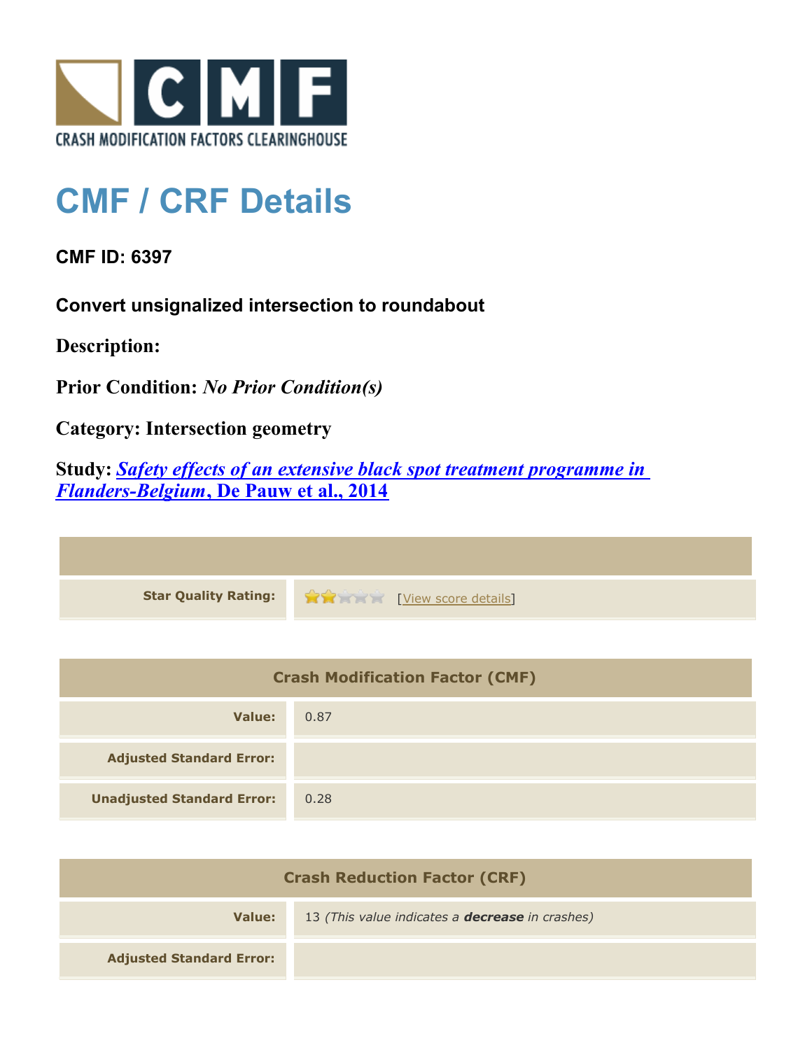# CMF / CRF Details

**CMF ID: 6397**

**Convert unsignalized intersection to roundabout**

**Description:**

**Prior Condition:** *No Prior Condition(s)*

**Category:** Intersection geometry

**Study:** [*Safety effects of an extensive black spot treatment programme in Flanders-Belgium*, De Pauw et al., 2014]

| | |
|---|---|
| **Star Quality Rating:** | ★★☆☆☆ [View score details] |

| Crash Modification Factor (CMF) | |
|---|---|
| **Value:** | 0.87 |
| **Adjusted Standard Error:** | |
| **Unadjusted Standard Error:** | 0.28 |

| Crash Reduction Factor (CRF) | |
|---|---|
| **Value:** | 13 *(This value indicates a* ***decrease*** *in crashes)* |
| **Adjusted Standard Error:** | |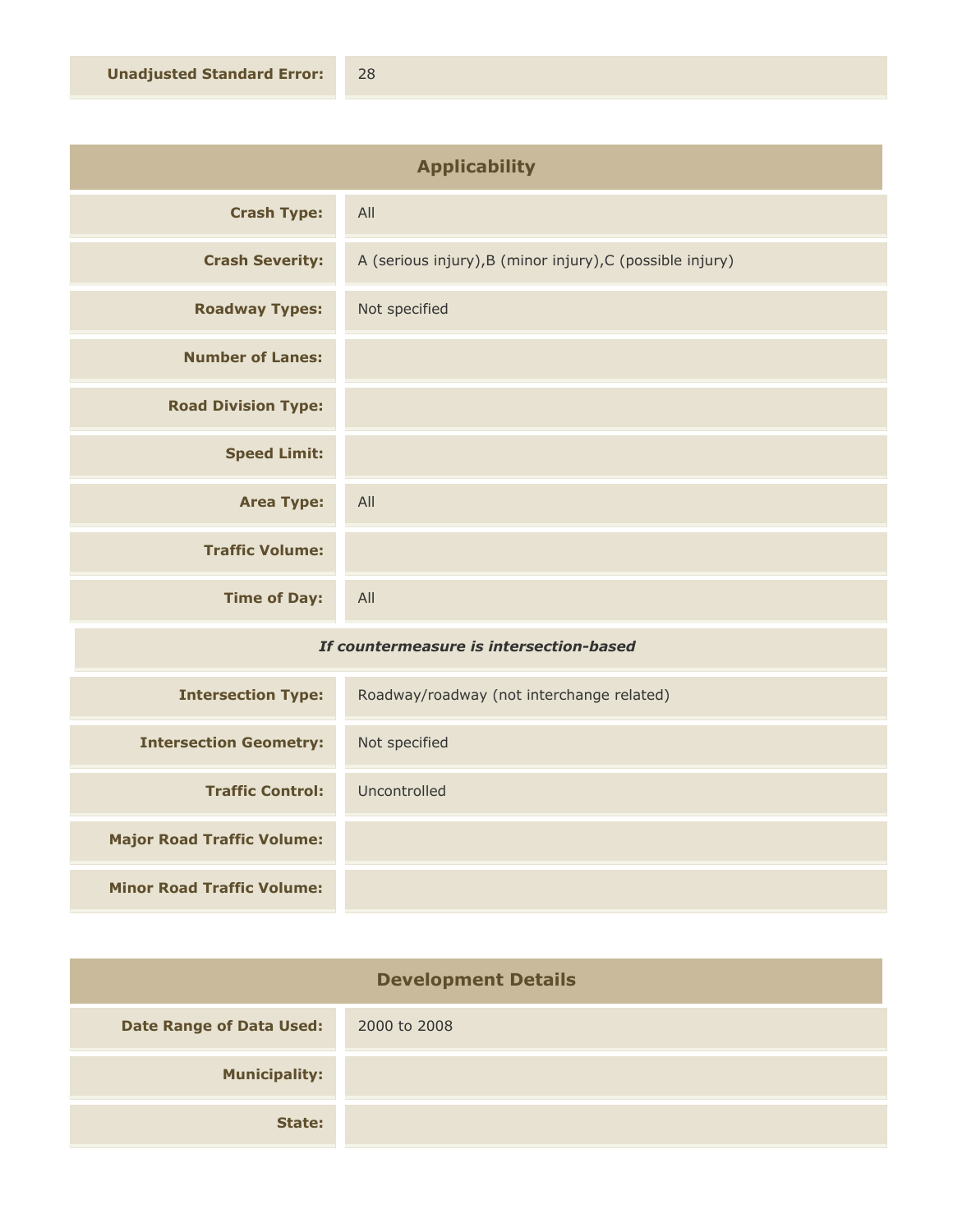| | |
|---|---|
| **Unadjusted Standard Error:** | 28 |

## Applicability

| | |
|---|---|
| **Crash Type:** | All |
| **Crash Severity:** | A (serious injury),B (minor injury),C (possible injury) |
| **Roadway Types:** | Not specified |
| **Number of Lanes:** | |
| **Road Division Type:** | |
| **Speed Limit:** | |
| **Area Type:** | All |
| **Traffic Volume:** | |
| **Time of Day:** | All |

***If countermeasure is intersection-based***

| | |
|---|---|
| **Intersection Type:** | Roadway/roadway (not interchange related) |
| **Intersection Geometry:** | Not specified |
| **Traffic Control:** | Uncontrolled |
| **Major Road Traffic Volume:** | |
| **Minor Road Traffic Volume:** | |

## Development Details

| | |
|---|---|
| **Date Range of Data Used:** | 2000 to 2008 |
| **Municipality:** | |
| **State:** | |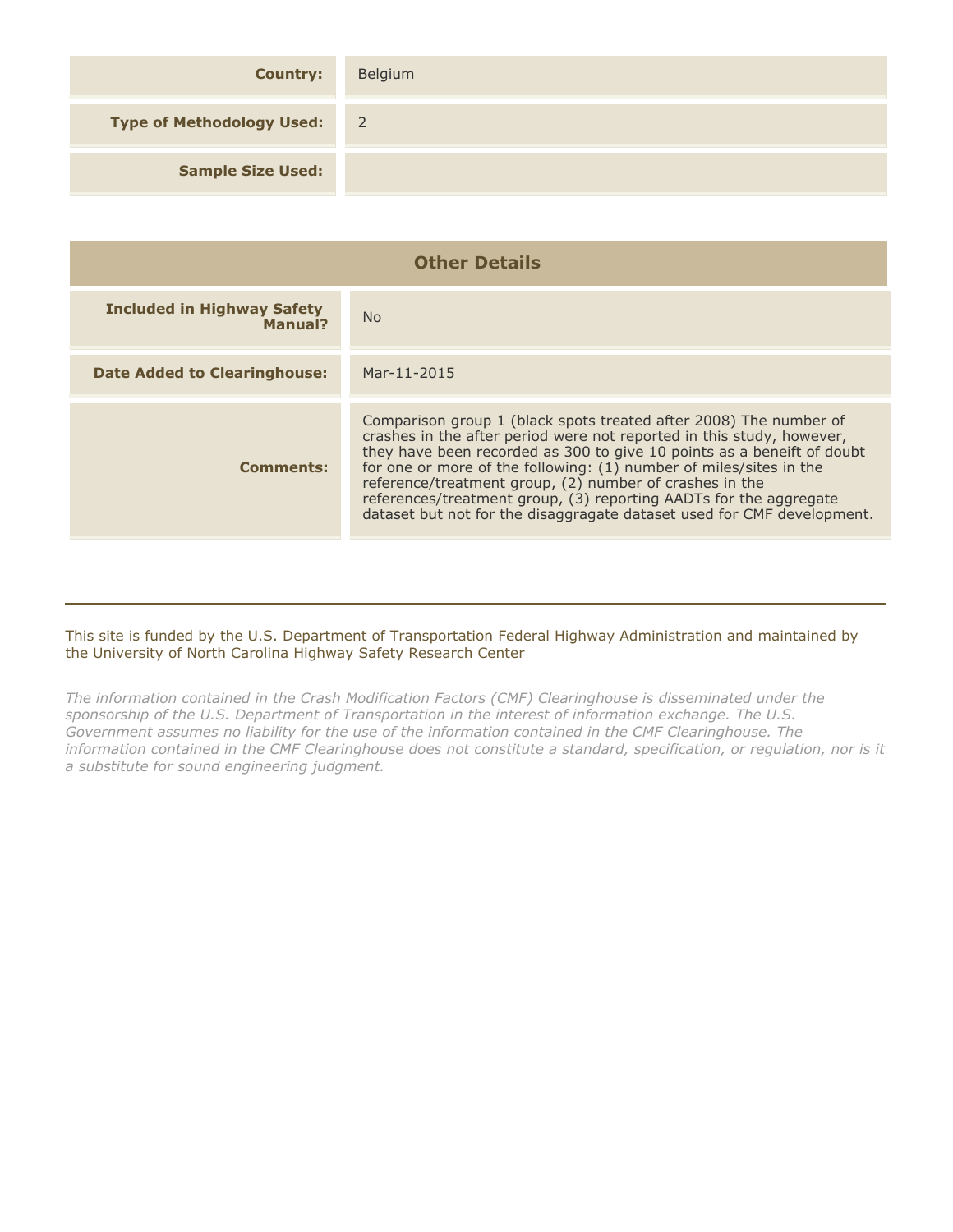| | |
|---|---|
| **Country:** | Belgium |
| **Type of Methodology Used:** | 2 |
| **Sample Size Used:** | |

## Other Details

| | |
|---|---|
| **Included in Highway Safety Manual?** | No |
| **Date Added to Clearinghouse:** | Mar-11-2015 |
| **Comments:** | Comparison group 1 (black spots treated after 2008) The number of crashes in the after period were not reported in this study, however, they have been recorded as 300 to give 10 points as a beneift of doubt for one or more of the following: (1) number of miles/sites in the reference/treatment group, (2) number of crashes in the references/treatment group, (3) reporting AADTs for the aggregate dataset but not for the disaggragate dataset used for CMF development. |

---

This site is funded by the U.S. Department of Transportation Federal Highway Administration and maintained by the University of North Carolina Highway Safety Research Center

*The information contained in the Crash Modification Factors (CMF) Clearinghouse is disseminated under the sponsorship of the U.S. Department of Transportation in the interest of information exchange. The U.S. Government assumes no liability for the use of the information contained in the CMF Clearinghouse. The information contained in the CMF Clearinghouse does not constitute a standard, specification, or regulation, nor is it a substitute for sound engineering judgment.*